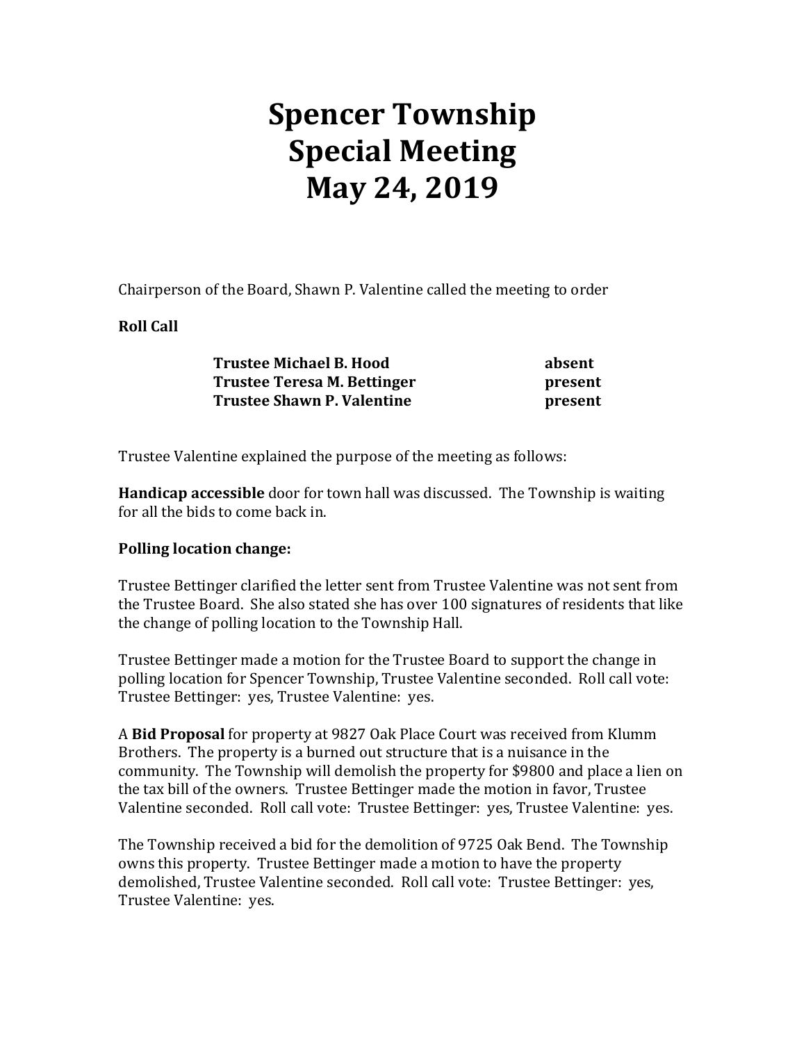# Spencer Township Special Meeting May 24, 2019

Chairperson of the Board, Shawn P. Valentine called the meeting to order

**Roll Call**

| | |
|---|---|
| **Trustee Michael B. Hood** | **absent** |
| **Trustee Teresa M. Bettinger** | **present** |
| **Trustee Shawn P. Valentine** | **present** |

Trustee Valentine explained the purpose of the meeting as follows:

**Handicap accessible** door for town hall was discussed. The Township is waiting for all the bids to come back in.

**Polling location change:**

Trustee Bettinger clarified the letter sent from Trustee Valentine was not sent from the Trustee Board. She also stated she has over 100 signatures of residents that like the change of polling location to the Township Hall.

Trustee Bettinger made a motion for the Trustee Board to support the change in polling location for Spencer Township, Trustee Valentine seconded. Roll call vote: Trustee Bettinger: yes, Trustee Valentine: yes.

A **Bid Proposal** for property at 9827 Oak Place Court was received from Klumm Brothers. The property is a burned out structure that is a nuisance in the community. The Township will demolish the property for $9800 and place a lien on the tax bill of the owners. Trustee Bettinger made the motion in favor, Trustee Valentine seconded. Roll call vote: Trustee Bettinger: yes, Trustee Valentine: yes.

The Township received a bid for the demolition of 9725 Oak Bend. The Township owns this property. Trustee Bettinger made a motion to have the property demolished, Trustee Valentine seconded. Roll call vote: Trustee Bettinger: yes, Trustee Valentine: yes.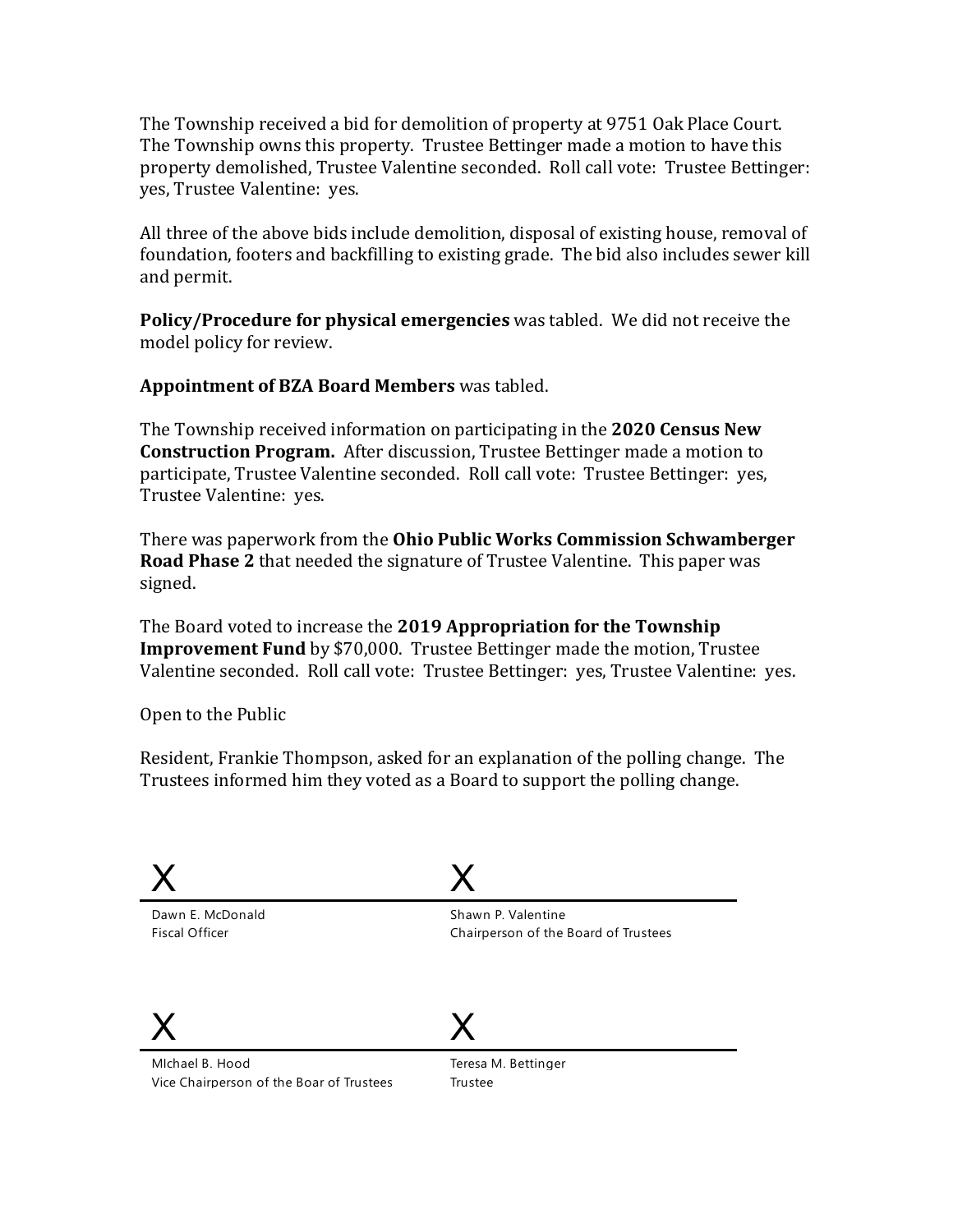The Township received a bid for demolition of property at 9751 Oak Place Court. The Township owns this property. Trustee Bettinger made a motion to have this property demolished, Trustee Valentine seconded. Roll call vote: Trustee Bettinger: yes, Trustee Valentine: yes.

All three of the above bids include demolition, disposal of existing house, removal of foundation, footers and backfilling to existing grade. The bid also includes sewer kill and permit.

**Policy/Procedure for physical emergencies** was tabled. We did not receive the model policy for review.

**Appointment of BZA Board Members** was tabled.

The Township received information on participating in the **2020 Census New Construction Program.** After discussion, Trustee Bettinger made a motion to participate, Trustee Valentine seconded. Roll call vote: Trustee Bettinger: yes, Trustee Valentine: yes.

There was paperwork from the **Ohio Public Works Commission Schwamberger Road Phase 2** that needed the signature of Trustee Valentine. This paper was signed.

The Board voted to increase the **2019 Appropriation for the Township Improvement Fund** by $70,000. Trustee Bettinger made the motion, Trustee Valentine seconded. Roll call vote: Trustee Bettinger: yes, Trustee Valentine: yes.

Open to the Public

Resident, Frankie Thompson, asked for an explanation of the polling change. The Trustees informed him they voted as a Board to support the polling change.

X

Dawn E. McDonald
Fiscal Officer

X

Shawn P. Valentine
Chairperson of the Board of Trustees

X

MIchael B. Hood
Vice Chairperson of the Boar of Trustees

X

Teresa M. Bettinger
Trustee